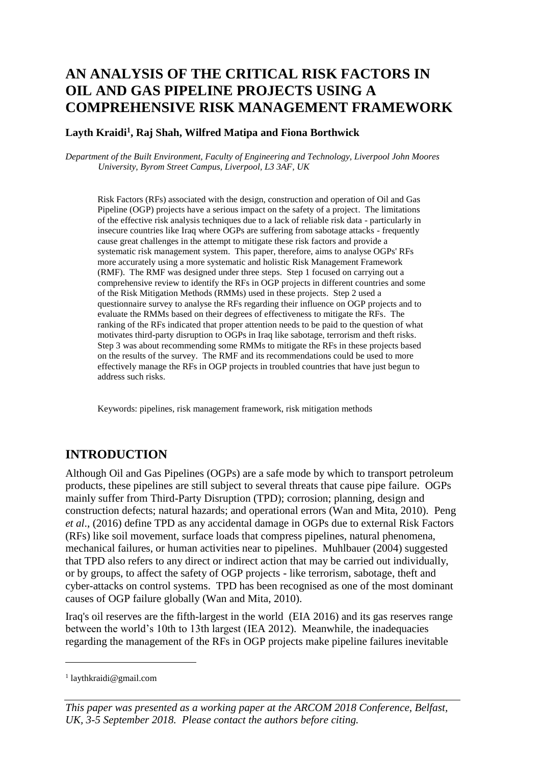# AN ANALYSIS OF THE CRITICAL RISK FACTORS IN OIL AND GAS PIPELINE PROJECTS USING A COMPREHENSIVE RISK MANAGEMENT FRAMEWORK

**Layth Kraidi[1], Raj Shah, Wilfred Matipa and Fiona Borthwick**

*Department of the Built Environment, Faculty of Engineering and Technology, Liverpool John Moores University, Byrom Street Campus, Liverpool, L3 3AF, UK*

Risk Factors (RFs) associated with the design, construction and operation of Oil and Gas Pipeline (OGP) projects have a serious impact on the safety of a project. The limitations of the effective risk analysis techniques due to a lack of reliable risk data - particularly in insecure countries like Iraq where OGPs are suffering from sabotage attacks - frequently cause great challenges in the attempt to mitigate these risk factors and provide a systematic risk management system. This paper, therefore, aims to analyse OGPs' RFs more accurately using a more systematic and holistic Risk Management Framework (RMF). The RMF was designed under three steps. Step 1 focused on carrying out a comprehensive review to identify the RFs in OGP projects in different countries and some of the Risk Mitigation Methods (RMMs) used in these projects. Step 2 used a questionnaire survey to analyse the RFs regarding their influence on OGP projects and to evaluate the RMMs based on their degrees of effectiveness to mitigate the RFs. The ranking of the RFs indicated that proper attention needs to be paid to the question of what motivates third-party disruption to OGPs in Iraq like sabotage, terrorism and theft risks. Step 3 was about recommending some RMMs to mitigate the RFs in these projects based on the results of the survey. The RMF and its recommendations could be used to more effectively manage the RFs in OGP projects in troubled countries that have just begun to address such risks.

Keywords: pipelines, risk management framework, risk mitigation methods

## INTRODUCTION

Although Oil and Gas Pipelines (OGPs) are a safe mode by which to transport petroleum products, these pipelines are still subject to several threats that cause pipe failure. OGPs mainly suffer from Third-Party Disruption (TPD); corrosion; planning, design and construction defects; natural hazards; and operational errors (Wan and Mita, 2010). Peng *et al*., (2016) define TPD as any accidental damage in OGPs due to external Risk Factors (RFs) like soil movement, surface loads that compress pipelines, natural phenomena, mechanical failures, or human activities near to pipelines. Muhlbauer (2004) suggested that TPD also refers to any direct or indirect action that may be carried out individually, or by groups, to affect the safety of OGP projects - like terrorism, sabotage, theft and cyber-attacks on control systems. TPD has been recognised as one of the most dominant causes of OGP failure globally (Wan and Mita, 2010).

Iraq's oil reserves are the fifth-largest in the world (EIA 2016) and its gas reserves range between the world's 10th to 13th largest (IEA 2012). Meanwhile, the inadequacies regarding the management of the RFs in OGP projects make pipeline failures inevitable

[1] laythkraidi@gmail.com

*This paper was presented as a working paper at the ARCOM 2018 Conference, Belfast, UK, 3-5 September 2018. Please contact the authors before citing.*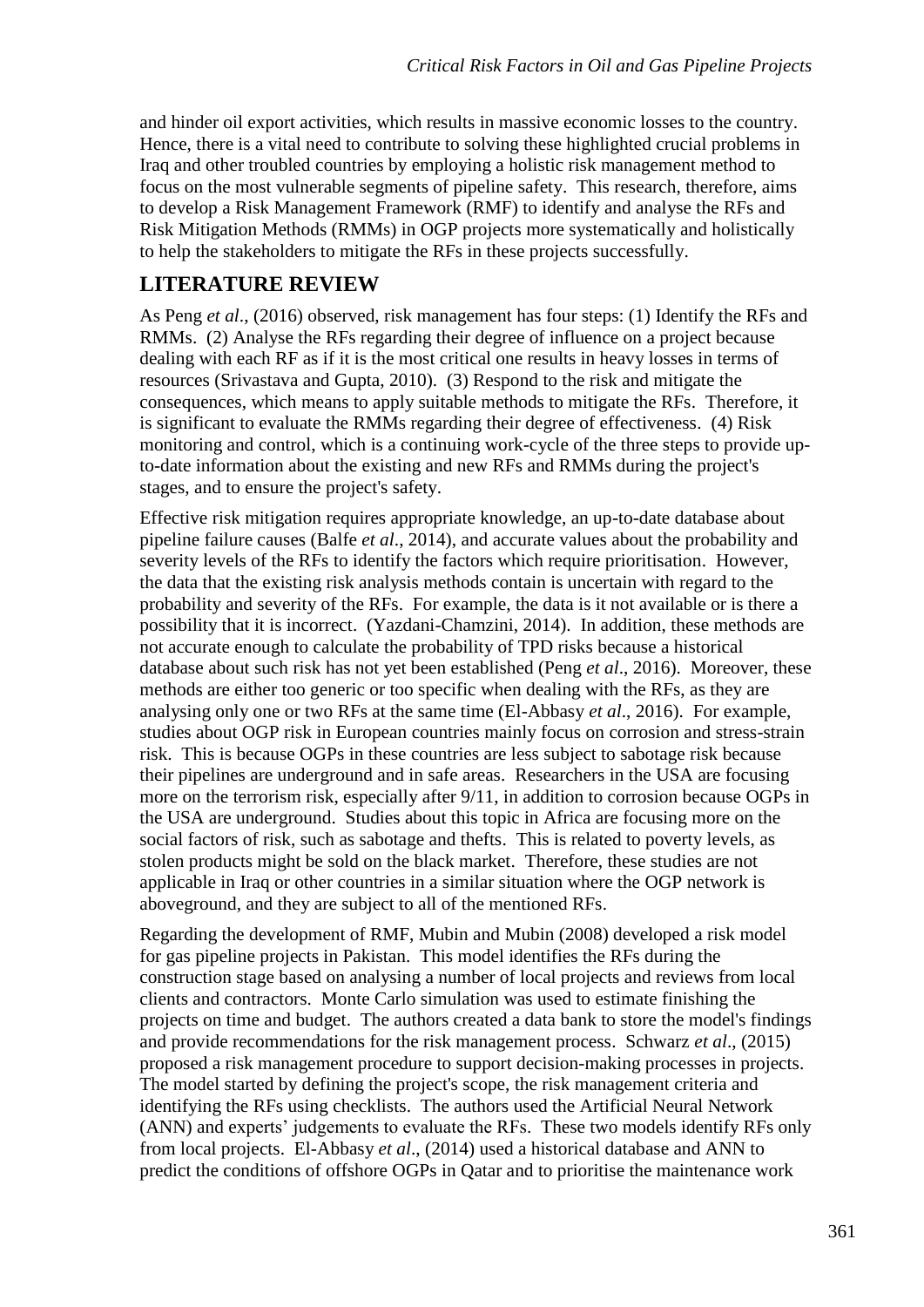and hinder oil export activities, which results in massive economic losses to the country. Hence, there is a vital need to contribute to solving these highlighted crucial problems in Iraq and other troubled countries by employing a holistic risk management method to focus on the most vulnerable segments of pipeline safety. This research, therefore, aims to develop a Risk Management Framework (RMF) to identify and analyse the RFs and Risk Mitigation Methods (RMMs) in OGP projects more systematically and holistically to help the stakeholders to mitigate the RFs in these projects successfully.

## LITERATURE REVIEW

As Peng *et al*., (2016) observed, risk management has four steps: (1) Identify the RFs and RMMs. (2) Analyse the RFs regarding their degree of influence on a project because dealing with each RF as if it is the most critical one results in heavy losses in terms of resources (Srivastava and Gupta, 2010). (3) Respond to the risk and mitigate the consequences, which means to apply suitable methods to mitigate the RFs. Therefore, it is significant to evaluate the RMMs regarding their degree of effectiveness. (4) Risk monitoring and control, which is a continuing work-cycle of the three steps to provide up-to-date information about the existing and new RFs and RMMs during the project's stages, and to ensure the project's safety.

Effective risk mitigation requires appropriate knowledge, an up-to-date database about pipeline failure causes (Balfe *et al*., 2014), and accurate values about the probability and severity levels of the RFs to identify the factors which require prioritisation. However, the data that the existing risk analysis methods contain is uncertain with regard to the probability and severity of the RFs. For example, the data is it not available or is there a possibility that it is incorrect. (Yazdani-Chamzini, 2014). In addition, these methods are not accurate enough to calculate the probability of TPD risks because a historical database about such risk has not yet been established (Peng *et al*., 2016). Moreover, these methods are either too generic or too specific when dealing with the RFs, as they are analysing only one or two RFs at the same time (El-Abbasy *et al*., 2016). For example, studies about OGP risk in European countries mainly focus on corrosion and stress-strain risk. This is because OGPs in these countries are less subject to sabotage risk because their pipelines are underground and in safe areas. Researchers in the USA are focusing more on the terrorism risk, especially after 9/11, in addition to corrosion because OGPs in the USA are underground. Studies about this topic in Africa are focusing more on the social factors of risk, such as sabotage and thefts. This is related to poverty levels, as stolen products might be sold on the black market. Therefore, these studies are not applicable in Iraq or other countries in a similar situation where the OGP network is aboveground, and they are subject to all of the mentioned RFs.

Regarding the development of RMF, Mubin and Mubin (2008) developed a risk model for gas pipeline projects in Pakistan. This model identifies the RFs during the construction stage based on analysing a number of local projects and reviews from local clients and contractors. Monte Carlo simulation was used to estimate finishing the projects on time and budget. The authors created a data bank to store the model's findings and provide recommendations for the risk management process. Schwarz *et al*., (2015) proposed a risk management procedure to support decision-making processes in projects. The model started by defining the project's scope, the risk management criteria and identifying the RFs using checklists. The authors used the Artificial Neural Network (ANN) and experts' judgements to evaluate the RFs. These two models identify RFs only from local projects. El-Abbasy *et al*., (2014) used a historical database and ANN to predict the conditions of offshore OGPs in Qatar and to prioritise the maintenance work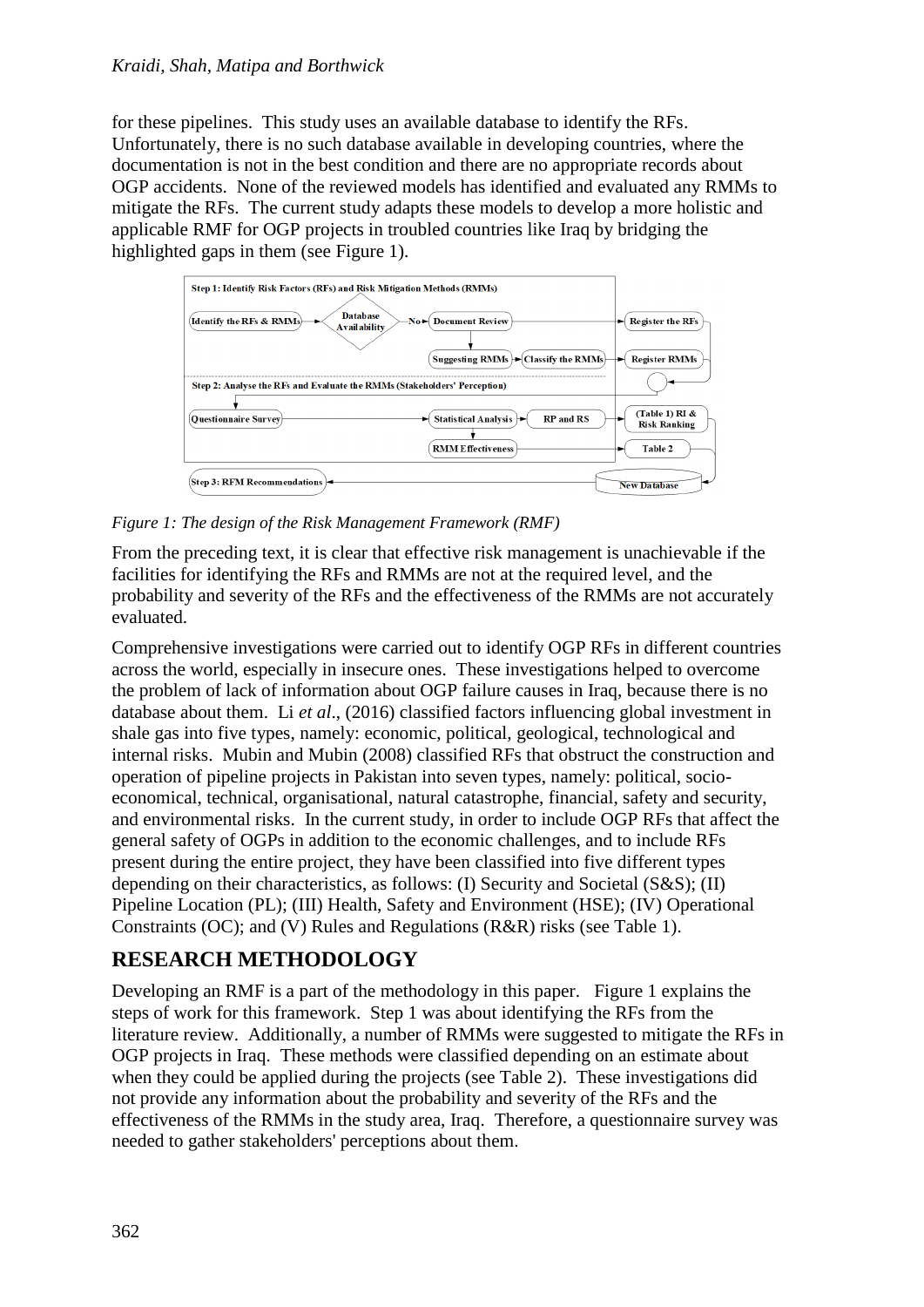for these pipelines. This study uses an available database to identify the RFs. Unfortunately, there is no such database available in developing countries, where the documentation is not in the best condition and there are no appropriate records about OGP accidents. None of the reviewed models has identified and evaluated any RMMs to mitigate the RFs. The current study adapts these models to develop a more holistic and applicable RMF for OGP projects in troubled countries like Iraq by bridging the highlighted gaps in them (see Figure 1).

*Figure 1: The design of the Risk Management Framework (RMF)*

From the preceding text, it is clear that effective risk management is unachievable if the facilities for identifying the RFs and RMMs are not at the required level, and the probability and severity of the RFs and the effectiveness of the RMMs are not accurately evaluated.

Comprehensive investigations were carried out to identify OGP RFs in different countries across the world, especially in insecure ones. These investigations helped to overcome the problem of lack of information about OGP failure causes in Iraq, because there is no database about them. Li *et al*., (2016) classified factors influencing global investment in shale gas into five types, namely: economic, political, geological, technological and internal risks. Mubin and Mubin (2008) classified RFs that obstruct the construction and operation of pipeline projects in Pakistan into seven types, namely: political, socio-economical, technical, organisational, natural catastrophe, financial, safety and security, and environmental risks. In the current study, in order to include OGP RFs that affect the general safety of OGPs in addition to the economic challenges, and to include RFs present during the entire project, they have been classified into five different types depending on their characteristics, as follows: (I) Security and Societal (S&S); (II) Pipeline Location (PL); (III) Health, Safety and Environment (HSE); (IV) Operational Constraints (OC); and (V) Rules and Regulations (R&R) risks (see Table 1).

## RESEARCH METHODOLOGY

Developing an RMF is a part of the methodology in this paper. Figure 1 explains the steps of work for this framework. Step 1 was about identifying the RFs from the literature review. Additionally, a number of RMMs were suggested to mitigate the RFs in OGP projects in Iraq. These methods were classified depending on an estimate about when they could be applied during the projects (see Table 2). These investigations did not provide any information about the probability and severity of the RFs and the effectiveness of the RMMs in the study area, Iraq. Therefore, a questionnaire survey was needed to gather stakeholders' perceptions about them.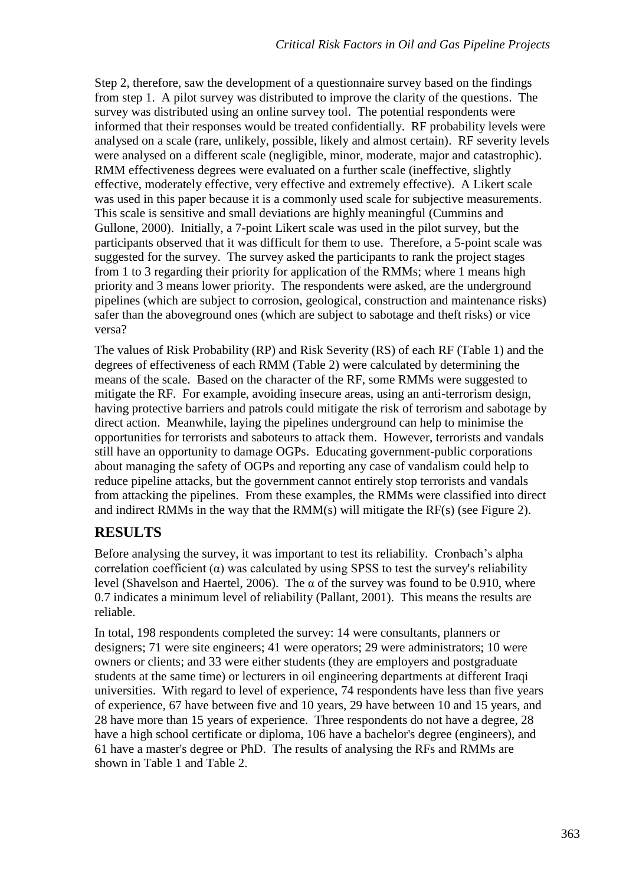Step 2, therefore, saw the development of a questionnaire survey based on the findings from step 1. A pilot survey was distributed to improve the clarity of the questions. The survey was distributed using an online survey tool. The potential respondents were informed that their responses would be treated confidentially. RF probability levels were analysed on a scale (rare, unlikely, possible, likely and almost certain). RF severity levels were analysed on a different scale (negligible, minor, moderate, major and catastrophic). RMM effectiveness degrees were evaluated on a further scale (ineffective, slightly effective, moderately effective, very effective and extremely effective). A Likert scale was used in this paper because it is a commonly used scale for subjective measurements. This scale is sensitive and small deviations are highly meaningful (Cummins and Gullone, 2000). Initially, a 7-point Likert scale was used in the pilot survey, but the participants observed that it was difficult for them to use. Therefore, a 5-point scale was suggested for the survey. The survey asked the participants to rank the project stages from 1 to 3 regarding their priority for application of the RMMs; where 1 means high priority and 3 means lower priority. The respondents were asked, are the underground pipelines (which are subject to corrosion, geological, construction and maintenance risks) safer than the aboveground ones (which are subject to sabotage and theft risks) or vice versa?

The values of Risk Probability (RP) and Risk Severity (RS) of each RF (Table 1) and the degrees of effectiveness of each RMM (Table 2) were calculated by determining the means of the scale. Based on the character of the RF, some RMMs were suggested to mitigate the RF. For example, avoiding insecure areas, using an anti-terrorism design, having protective barriers and patrols could mitigate the risk of terrorism and sabotage by direct action. Meanwhile, laying the pipelines underground can help to minimise the opportunities for terrorists and saboteurs to attack them. However, terrorists and vandals still have an opportunity to damage OGPs. Educating government-public corporations about managing the safety of OGPs and reporting any case of vandalism could help to reduce pipeline attacks, but the government cannot entirely stop terrorists and vandals from attacking the pipelines. From these examples, the RMMs were classified into direct and indirect RMMs in the way that the RMM(s) will mitigate the RF(s) (see Figure 2).

## RESULTS

Before analysing the survey, it was important to test its reliability. Cronbach's alpha correlation coefficient ($\alpha$) was calculated by using SPSS to test the survey's reliability level (Shavelson and Haertel, 2006). The $\alpha$ of the survey was found to be 0.910, where 0.7 indicates a minimum level of reliability (Pallant, 2001). This means the results are reliable.

In total, 198 respondents completed the survey: 14 were consultants, planners or designers; 71 were site engineers; 41 were operators; 29 were administrators; 10 were owners or clients; and 33 were either students (they are employers and postgraduate students at the same time) or lecturers in oil engineering departments at different Iraqi universities. With regard to level of experience, 74 respondents have less than five years of experience, 67 have between five and 10 years, 29 have between 10 and 15 years, and 28 have more than 15 years of experience. Three respondents do not have a degree, 28 have a high school certificate or diploma, 106 have a bachelor's degree (engineers), and 61 have a master's degree or PhD. The results of analysing the RFs and RMMs are shown in Table 1 and Table 2.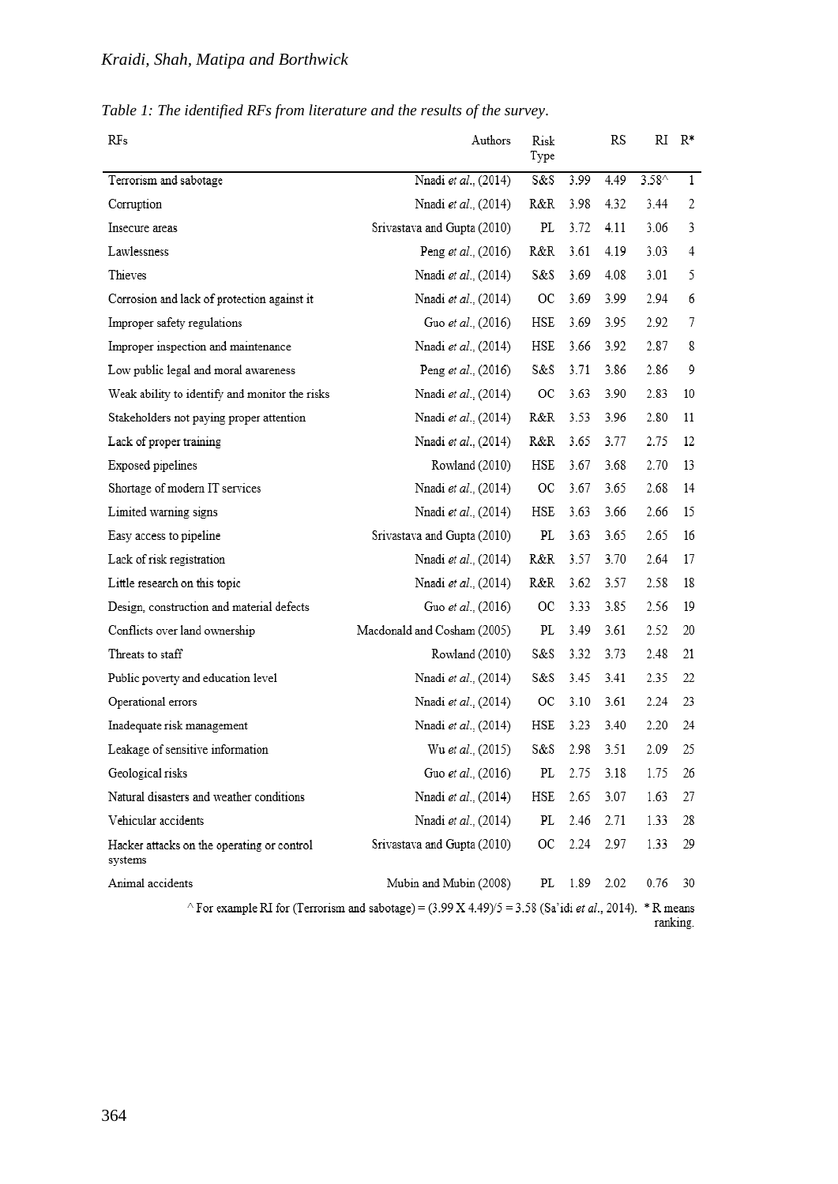*Table 1: The identified RFs from literature and the results of the survey.*

| RFs | Authors | Risk Type | | RS | RI | R* |
|---|---|---|---|---|---|---|
| Terrorism and sabotage | Nnadi *et al.*, (2014) | S&S | 3.99 | 4.49 | 3.58^ | 1 |
| Corruption | Nnadi *et al.*, (2014) | R&R | 3.98 | 4.32 | 3.44 | 2 |
| Insecure areas | Srivastava and Gupta (2010) | PL | 3.72 | 4.11 | 3.06 | 3 |
| Lawlessness | Peng *et al.*, (2016) | R&R | 3.61 | 4.19 | 3.03 | 4 |
| Thieves | Nnadi *et al.*, (2014) | S&S | 3.69 | 4.08 | 3.01 | 5 |
| Corrosion and lack of protection against it | Nnadi *et al.*, (2014) | OC | 3.69 | 3.99 | 2.94 | 6 |
| Improper safety regulations | Guo *et al.*, (2016) | HSE | 3.69 | 3.95 | 2.92 | 7 |
| Improper inspection and maintenance | Nnadi *et al.*, (2014) | HSE | 3.66 | 3.92 | 2.87 | 8 |
| Low public legal and moral awareness | Peng *et al.*, (2016) | S&S | 3.71 | 3.86 | 2.86 | 9 |
| Weak ability to identify and monitor the risks | Nnadi *et al.*, (2014) | OC | 3.63 | 3.90 | 2.83 | 10 |
| Stakeholders not paying proper attention | Nnadi *et al.*, (2014) | R&R | 3.53 | 3.96 | 2.80 | 11 |
| Lack of proper training | Nnadi *et al.*, (2014) | R&R | 3.65 | 3.77 | 2.75 | 12 |
| Exposed pipelines | Rowland (2010) | HSE | 3.67 | 3.68 | 2.70 | 13 |
| Shortage of modern IT services | Nnadi *et al.*, (2014) | OC | 3.67 | 3.65 | 2.68 | 14 |
| Limited warning signs | Nnadi *et al.*, (2014) | HSE | 3.63 | 3.66 | 2.66 | 15 |
| Easy access to pipeline | Srivastava and Gupta (2010) | PL | 3.63 | 3.65 | 2.65 | 16 |
| Lack of risk registration | Nnadi *et al.*, (2014) | R&R | 3.57 | 3.70 | 2.64 | 17 |
| Little research on this topic | Nnadi *et al.*, (2014) | R&R | 3.62 | 3.57 | 2.58 | 18 |
| Design, construction and material defects | Guo *et al.*, (2016) | OC | 3.33 | 3.85 | 2.56 | 19 |
| Conflicts over land ownership | Macdonald and Cosham (2005) | PL | 3.49 | 3.61 | 2.52 | 20 |
| Threats to staff | Rowland (2010) | S&S | 3.32 | 3.73 | 2.48 | 21 |
| Public poverty and education level | Nnadi *et al.*, (2014) | S&S | 3.45 | 3.41 | 2.35 | 22 |
| Operational errors | Nnadi *et al.*, (2014) | OC | 3.10 | 3.61 | 2.24 | 23 |
| Inadequate risk management | Nnadi *et al.*, (2014) | HSE | 3.23 | 3.40 | 2.20 | 24 |
| Leakage of sensitive information | Wu *et al.*, (2015) | S&S | 2.98 | 3.51 | 2.09 | 25 |
| Geological risks | Guo *et al.*, (2016) | PL | 2.75 | 3.18 | 1.75 | 26 |
| Natural disasters and weather conditions | Nnadi *et al.*, (2014) | HSE | 2.65 | 3.07 | 1.63 | 27 |
| Vehicular accidents | Nnadi *et al.*, (2014) | PL | 2.46 | 2.71 | 1.33 | 28 |
| Hacker attacks on the operating or control systems | Srivastava and Gupta (2010) | OC | 2.24 | 2.97 | 1.33 | 29 |
| Animal accidents | Mubin and Mubin (2008) | PL | 1.89 | 2.02 | 0.76 | 30 |

^ For example RI for (Terrorism and sabotage) = (3.99 X 4.49)/5 = 3.58 (Sa'idi *et al.*, 2014). * R means ranking.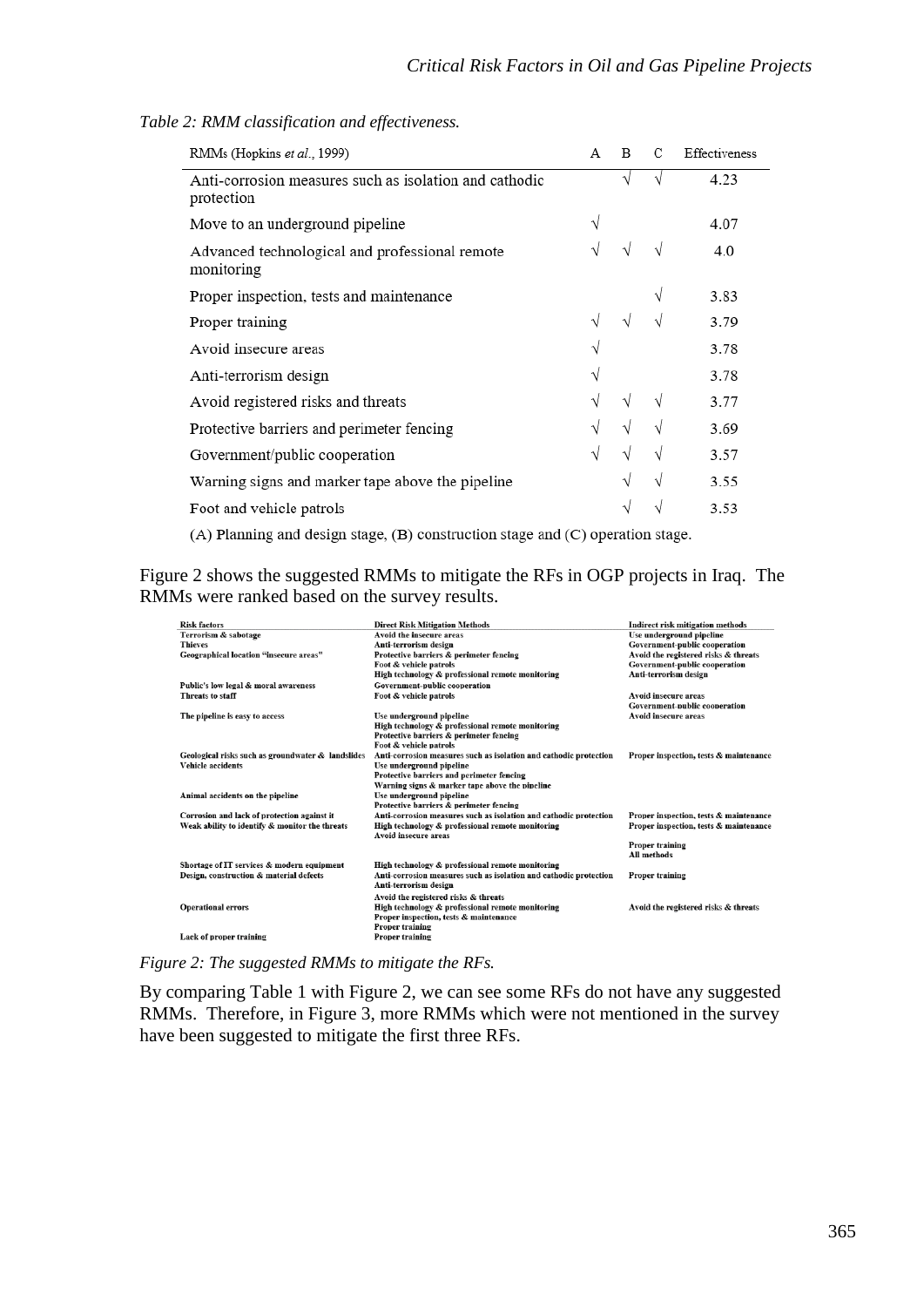*Table 2: RMM classification and effectiveness.*

| RMMs (Hopkins *et al.*, 1999) | A | B | C | Effectiveness |
|---|---|---|---|---|
| Anti-corrosion measures such as isolation and cathodic protection | | √ | √ | 4.23 |
| Move to an underground pipeline | √ | | | 4.07 |
| Advanced technological and professional remote monitoring | √ | √ | √ | 4.0 |
| Proper inspection, tests and maintenance | | | √ | 3.83 |
| Proper training | √ | √ | √ | 3.79 |
| Avoid insecure areas | √ | | | 3.78 |
| Anti-terrorism design | √ | | | 3.78 |
| Avoid registered risks and threats | √ | √ | √ | 3.77 |
| Protective barriers and perimeter fencing | √ | √ | √ | 3.69 |
| Government/public cooperation | √ | √ | √ | 3.57 |
| Warning signs and marker tape above the pipeline | | √ | √ | 3.55 |
| Foot and vehicle patrols | | √ | √ | 3.53 |

(A) Planning and design stage, (B) construction stage and (C) operation stage.

Figure 2 shows the suggested RMMs to mitigate the RFs in OGP projects in Iraq. The RMMs were ranked based on the survey results.

| Risk factors | Direct Risk Mitigation Methods | Indirect risk mitigation methods |
|---|---|---|
| Terrorism & sabotage | Avoid the insecure areas | Use underground pipeline |
| Thieves | Anti-terrorism design | Government-public cooperation |
| Geographical location "insecure areas" | Protective barriers & perimeter fencing | Avoid the registered risks & threats |
| | Foot & vehicle patrols | Government-public cooperation |
| | High technology & professional remote monitoring | Anti-terrorism design |
| Public's low legal & moral awareness | Government-public cooperation | |
| Threats to staff | Foot & vehicle patrols | Avoid insecure areas |
| | | Government-public cooperation |
| The pipeline is easy to access | Use underground pipeline | Avoid insecure areas |
| | High technology & professional remote monitoring | |
| | Protective barriers & perimeter fencing | |
| | Foot & vehicle patrols | |
| Geological risks such as groundwater & landslides | Anti-corrosion measures such as isolation and cathodic protection | Proper inspection, tests & maintenance |
| Vehicle accidents | Use underground pipeline | |
| | Protective barriers and perimeter fencing | |
| | Warning signs & marker tape above the pipeline | |
| Animal accidents on the pipeline | Use underground pipeline | |
| | Protective barriers & perimeter fencing | |
| Corrosion and lack of protection against it | Anti-corrosion measures such as isolation and cathodic protection | Proper inspection, tests & maintenance |
| Weak ability to identify & monitor the threats | High technology & professional remote monitoring | Proper inspection, tests & maintenance |
| | Avoid insecure areas | |
| | | Proper training |
| | | All methods |
| Shortage of IT services & modern equipment | High technology & professional remote monitoring | |
| Design, construction & material defects | Anti-corrosion measures such as isolation and cathodic protection | Proper training |
| | Anti-terrorism design | |
| | Avoid the registered risks & threats | |
| Operational errors | High technology & professional remote monitoring | Avoid the registered risks & threats |
| | Proper inspection, tests & maintenance | |
| | Proper training | |
| Lack of proper training | Proper training | |

*Figure 2: The suggested RMMs to mitigate the RFs.*

By comparing Table 1 with Figure 2, we can see some RFs do not have any suggested RMMs. Therefore, in Figure 3, more RMMs which were not mentioned in the survey have been suggested to mitigate the first three RFs.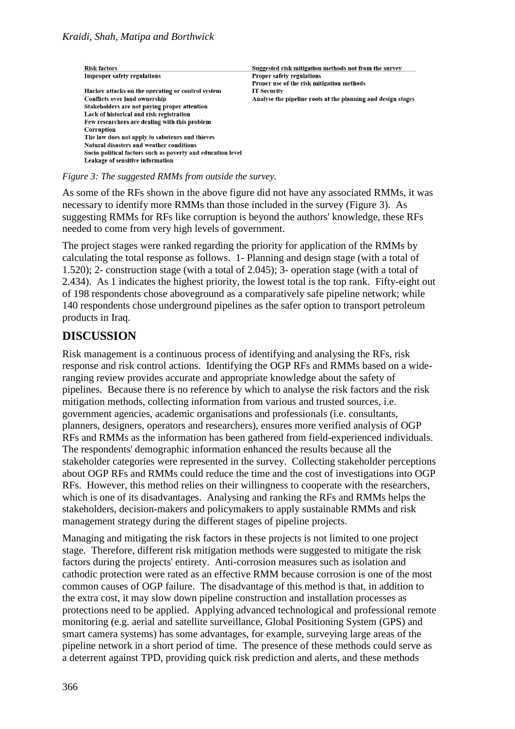| Risk factors | Suggested risk mitigation methods not from the survey |
|---|---|
| Improper safety regulations | Proper safety regulations<br>Proper use of the risk mitigation methods |
| Hacker attacks on the operating or control system | IT Security |
| Conflicts over land ownership | Analyse the pipeline roots at the planning and design stages |
| Stakeholders are not paying proper attention | |
| Lack of historical and risk registration | |
| Few researchers are dealing with this problem | |
| Corruption | |
| The law does not apply to saboteurs and thieves | |
| Natural disasters and weather conditions | |
| Socio-political factors such as poverty and education level | |
| Leakage of sensitive information | |

*Figure 3: The suggested RMMs from outside the survey.*

As some of the RFs shown in the above figure did not have any associated RMMs, it was necessary to identify more RMMs than those included in the survey (Figure 3). As suggesting RMMs for RFs like corruption is beyond the authors' knowledge, these RFs needed to come from very high levels of government.

The project stages were ranked regarding the priority for application of the RMMs by calculating the total response as follows. 1- Planning and design stage (with a total of 1.520); 2- construction stage (with a total of 2.045); 3- operation stage (with a total of 2.434). As 1 indicates the highest priority, the lowest total is the top rank. Fifty-eight out of 198 respondents chose aboveground as a comparatively safe pipeline network; while 140 respondents chose underground pipelines as the safer option to transport petroleum products in Iraq.

## DISCUSSION

Risk management is a continuous process of identifying and analysing the RFs, risk response and risk control actions. Identifying the OGP RFs and RMMs based on a wide-ranging review provides accurate and appropriate knowledge about the safety of pipelines. Because there is no reference by which to analyse the risk factors and the risk mitigation methods, collecting information from various and trusted sources, i.e. government agencies, academic organisations and professionals (i.e. consultants, planners, designers, operators and researchers), ensures more verified analysis of OGP RFs and RMMs as the information has been gathered from field-experienced individuals. The respondents' demographic information enhanced the results because all the stakeholder categories were represented in the survey. Collecting stakeholder perceptions about OGP RFs and RMMs could reduce the time and the cost of investigations into OGP RFs. However, this method relies on their willingness to cooperate with the researchers, which is one of its disadvantages. Analysing and ranking the RFs and RMMs helps the stakeholders, decision-makers and policymakers to apply sustainable RMMs and risk management strategy during the different stages of pipeline projects.

Managing and mitigating the risk factors in these projects is not limited to one project stage. Therefore, different risk mitigation methods were suggested to mitigate the risk factors during the projects' entirety. Anti-corrosion measures such as isolation and cathodic protection were rated as an effective RMM because corrosion is one of the most common causes of OGP failure. The disadvantage of this method is that, in addition to the extra cost, it may slow down pipeline construction and installation processes as protections need to be applied. Applying advanced technological and professional remote monitoring (e.g. aerial and satellite surveillance, Global Positioning System (GPS) and smart camera systems) has some advantages, for example, surveying large areas of the pipeline network in a short period of time. The presence of these methods could serve as a deterrent against TPD, providing quick risk prediction and alerts, and these methods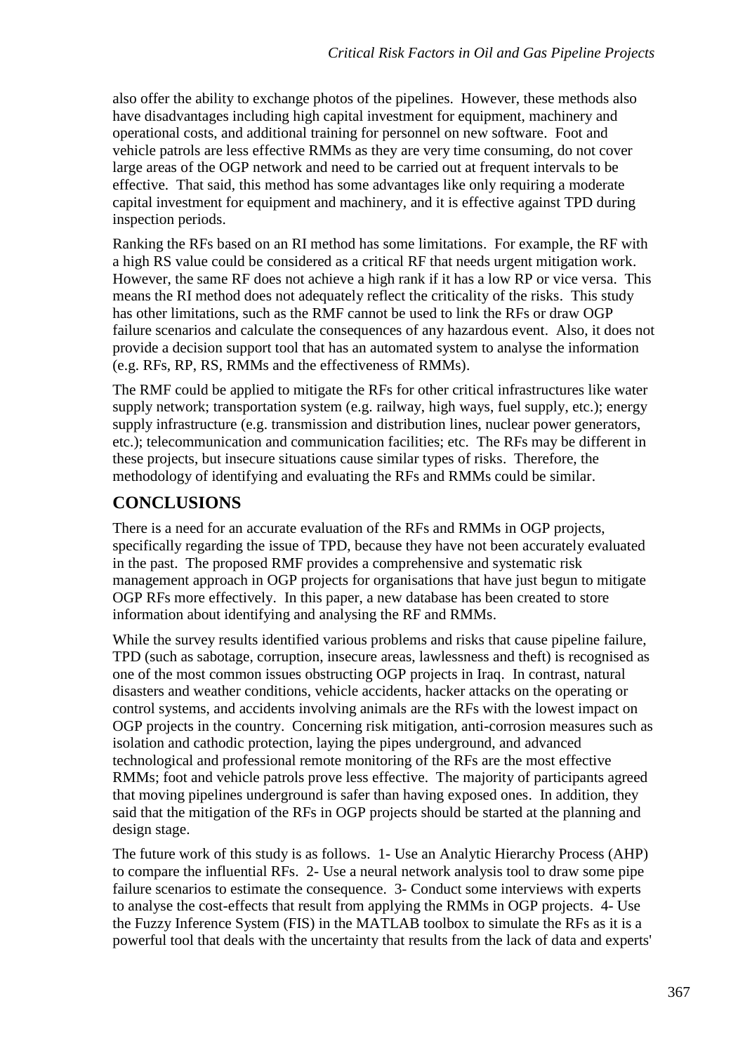also offer the ability to exchange photos of the pipelines. However, these methods also have disadvantages including high capital investment for equipment, machinery and operational costs, and additional training for personnel on new software. Foot and vehicle patrols are less effective RMMs as they are very time consuming, do not cover large areas of the OGP network and need to be carried out at frequent intervals to be effective. That said, this method has some advantages like only requiring a moderate capital investment for equipment and machinery, and it is effective against TPD during inspection periods.

Ranking the RFs based on an RI method has some limitations. For example, the RF with a high RS value could be considered as a critical RF that needs urgent mitigation work. However, the same RF does not achieve a high rank if it has a low RP or vice versa. This means the RI method does not adequately reflect the criticality of the risks. This study has other limitations, such as the RMF cannot be used to link the RFs or draw OGP failure scenarios and calculate the consequences of any hazardous event. Also, it does not provide a decision support tool that has an automated system to analyse the information (e.g. RFs, RP, RS, RMMs and the effectiveness of RMMs).

The RMF could be applied to mitigate the RFs for other critical infrastructures like water supply network; transportation system (e.g. railway, high ways, fuel supply, etc.); energy supply infrastructure (e.g. transmission and distribution lines, nuclear power generators, etc.); telecommunication and communication facilities; etc. The RFs may be different in these projects, but insecure situations cause similar types of risks. Therefore, the methodology of identifying and evaluating the RFs and RMMs could be similar.

## CONCLUSIONS

There is a need for an accurate evaluation of the RFs and RMMs in OGP projects, specifically regarding the issue of TPD, because they have not been accurately evaluated in the past. The proposed RMF provides a comprehensive and systematic risk management approach in OGP projects for organisations that have just begun to mitigate OGP RFs more effectively. In this paper, a new database has been created to store information about identifying and analysing the RF and RMMs.

While the survey results identified various problems and risks that cause pipeline failure, TPD (such as sabotage, corruption, insecure areas, lawlessness and theft) is recognised as one of the most common issues obstructing OGP projects in Iraq. In contrast, natural disasters and weather conditions, vehicle accidents, hacker attacks on the operating or control systems, and accidents involving animals are the RFs with the lowest impact on OGP projects in the country. Concerning risk mitigation, anti-corrosion measures such as isolation and cathodic protection, laying the pipes underground, and advanced technological and professional remote monitoring of the RFs are the most effective RMMs; foot and vehicle patrols prove less effective. The majority of participants agreed that moving pipelines underground is safer than having exposed ones. In addition, they said that the mitigation of the RFs in OGP projects should be started at the planning and design stage.

The future work of this study is as follows. 1- Use an Analytic Hierarchy Process (AHP) to compare the influential RFs. 2- Use a neural network analysis tool to draw some pipe failure scenarios to estimate the consequence. 3- Conduct some interviews with experts to analyse the cost-effects that result from applying the RMMs in OGP projects. 4- Use the Fuzzy Inference System (FIS) in the MATLAB toolbox to simulate the RFs as it is a powerful tool that deals with the uncertainty that results from the lack of data and experts'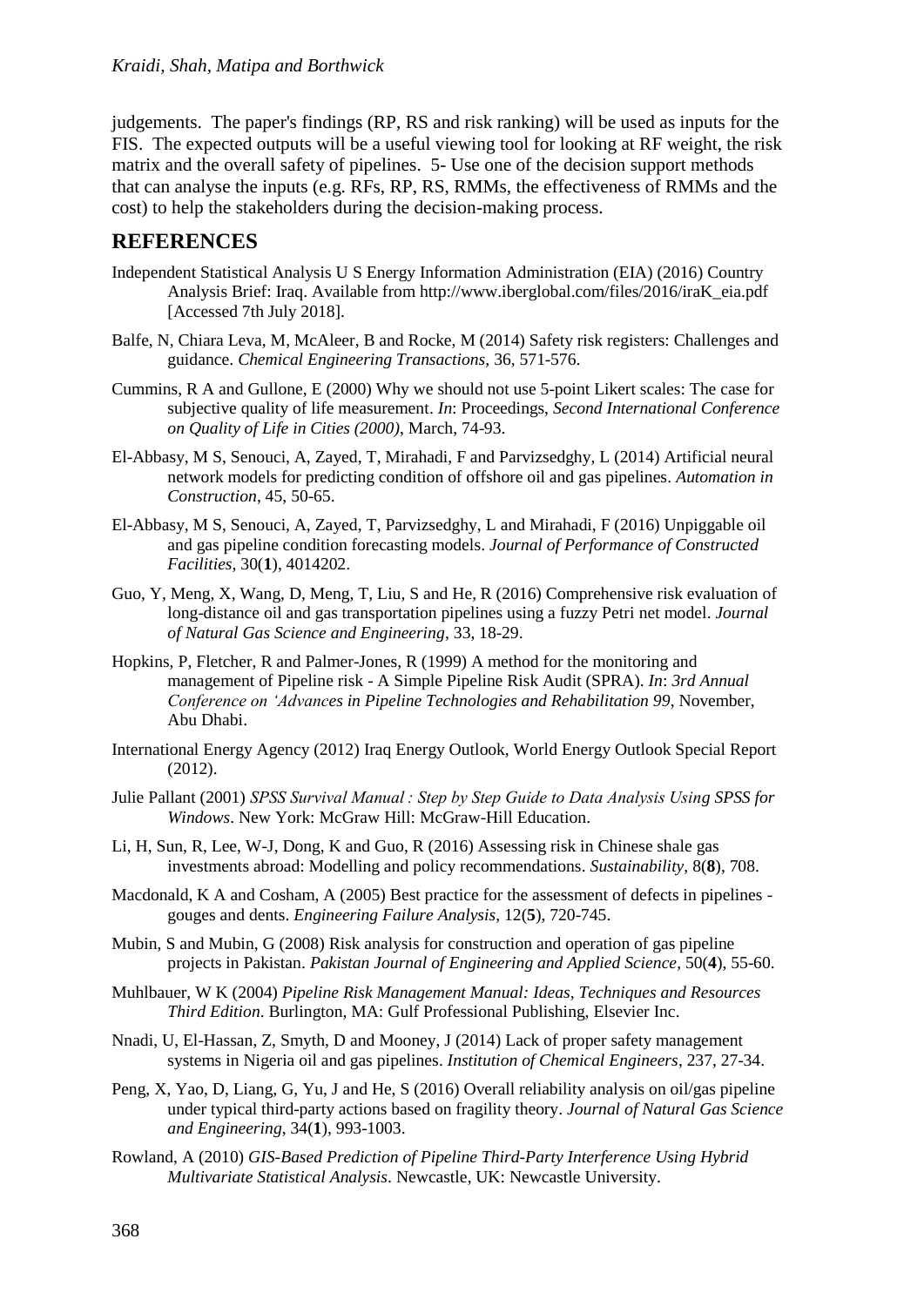judgements. The paper's findings (RP, RS and risk ranking) will be used as inputs for the FIS. The expected outputs will be a useful viewing tool for looking at RF weight, the risk matrix and the overall safety of pipelines. 5- Use one of the decision support methods that can analyse the inputs (e.g. RFs, RP, RS, RMMs, the effectiveness of RMMs and the cost) to help the stakeholders during the decision-making process.

## REFERENCES

Independent Statistical Analysis U S Energy Information Administration (EIA) (2016) Country Analysis Brief: Iraq. Available from http://www.iberglobal.com/files/2016/iraK_eia.pdf [Accessed 7th July 2018].

Balfe, N, Chiara Leva, M, McAleer, B and Rocke, M (2014) Safety risk registers: Challenges and guidance. *Chemical Engineering Transactions*, 36, 571-576.

Cummins, R A and Gullone, E (2000) Why we should not use 5-point Likert scales: The case for subjective quality of life measurement. *In*: Proceedings, *Second International Conference on Quality of Life in Cities (2000)*, March, 74-93.

El-Abbasy, M S, Senouci, A, Zayed, T, Mirahadi, F and Parvizsedghy, L (2014) Artificial neural network models for predicting condition of offshore oil and gas pipelines. *Automation in Construction*, 45, 50-65.

El-Abbasy, M S, Senouci, A, Zayed, T, Parvizsedghy, L and Mirahadi, F (2016) Unpiggable oil and gas pipeline condition forecasting models. *Journal of Performance of Constructed Facilities*, 30(**1**), 4014202.

Guo, Y, Meng, X, Wang, D, Meng, T, Liu, S and He, R (2016) Comprehensive risk evaluation of long-distance oil and gas transportation pipelines using a fuzzy Petri net model. *Journal of Natural Gas Science and Engineering*, 33, 18-29.

Hopkins, P, Fletcher, R and Palmer-Jones, R (1999) A method for the monitoring and management of Pipeline risk - A Simple Pipeline Risk Audit (SPRA). *In*: *3rd Annual Conference on 'Advances in Pipeline Technologies and Rehabilitation 99*, November, Abu Dhabi.

International Energy Agency (2012) Iraq Energy Outlook, World Energy Outlook Special Report (2012).

Julie Pallant (2001) *SPSS Survival Manual : Step by Step Guide to Data Analysis Using SPSS for Windows*. New York: McGraw Hill: McGraw-Hill Education.

Li, H, Sun, R, Lee, W-J, Dong, K and Guo, R (2016) Assessing risk in Chinese shale gas investments abroad: Modelling and policy recommendations. *Sustainability*, 8(**8**), 708.

Macdonald, K A and Cosham, A (2005) Best practice for the assessment of defects in pipelines - gouges and dents. *Engineering Failure Analysis*, 12(**5**), 720-745.

Mubin, S and Mubin, G (2008) Risk analysis for construction and operation of gas pipeline projects in Pakistan. *Pakistan Journal of Engineering and Applied Science*, 50(**4**), 55-60.

Muhlbauer, W K (2004) *Pipeline Risk Management Manual: Ideas, Techniques and Resources Third Edition*. Burlington, MA: Gulf Professional Publishing, Elsevier Inc.

Nnadi, U, El-Hassan, Z, Smyth, D and Mooney, J (2014) Lack of proper safety management systems in Nigeria oil and gas pipelines. *Institution of Chemical Engineers*, 237, 27-34.

Peng, X, Yao, D, Liang, G, Yu, J and He, S (2016) Overall reliability analysis on oil/gas pipeline under typical third-party actions based on fragility theory. *Journal of Natural Gas Science and Engineering*, 34(**1**), 993-1003.

Rowland, A (2010) *GIS-Based Prediction of Pipeline Third-Party Interference Using Hybrid Multivariate Statistical Analysis*. Newcastle, UK: Newcastle University.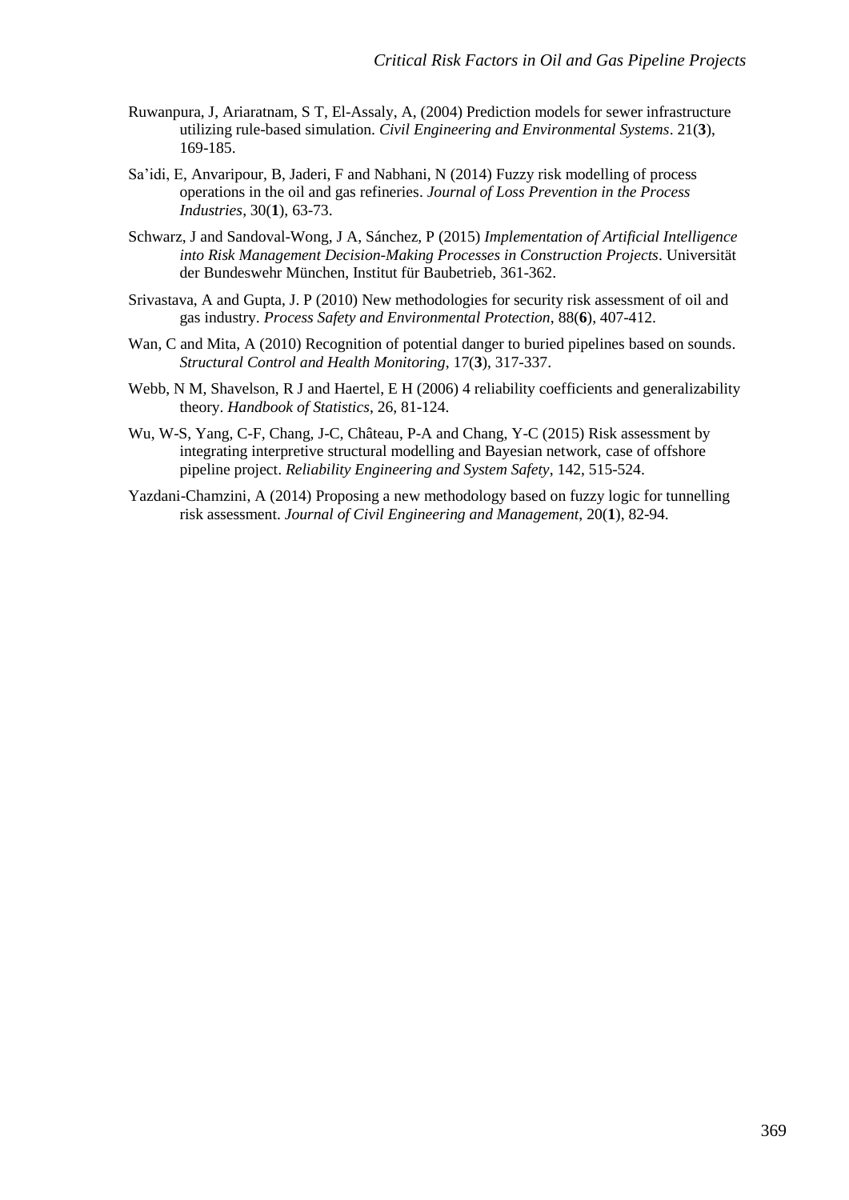Ruwanpura, J, Ariaratnam, S T, El-Assaly, A, (2004) Prediction models for sewer infrastructure utilizing rule-based simulation. *Civil Engineering and Environmental Systems*. 21(**3**), 169-185.

Sa'idi, E, Anvaripour, B, Jaderi, F and Nabhani, N (2014) Fuzzy risk modelling of process operations in the oil and gas refineries. *Journal of Loss Prevention in the Process Industries*, 30(**1**), 63-73.

Schwarz, J and Sandoval-Wong, J A, Sánchez, P (2015) *Implementation of Artificial Intelligence into Risk Management Decision-Making Processes in Construction Projects*. Universität der Bundeswehr München, Institut für Baubetrieb, 361-362.

Srivastava, A and Gupta, J. P (2010) New methodologies for security risk assessment of oil and gas industry. *Process Safety and Environmental Protection*, 88(**6**), 407-412.

Wan, C and Mita, A (2010) Recognition of potential danger to buried pipelines based on sounds. *Structural Control and Health Monitoring*, 17(**3**), 317-337.

Webb, N M, Shavelson, R J and Haertel, E H (2006) 4 reliability coefficients and generalizability theory. *Handbook of Statistics*, 26, 81-124.

Wu, W-S, Yang, C-F, Chang, J-C, Château, P-A and Chang, Y-C (2015) Risk assessment by integrating interpretive structural modelling and Bayesian network, case of offshore pipeline project. *Reliability Engineering and System Safety*, 142, 515-524.

Yazdani-Chamzini, A (2014) Proposing a new methodology based on fuzzy logic for tunnelling risk assessment. *Journal of Civil Engineering and Management*, 20(**1**), 82-94.